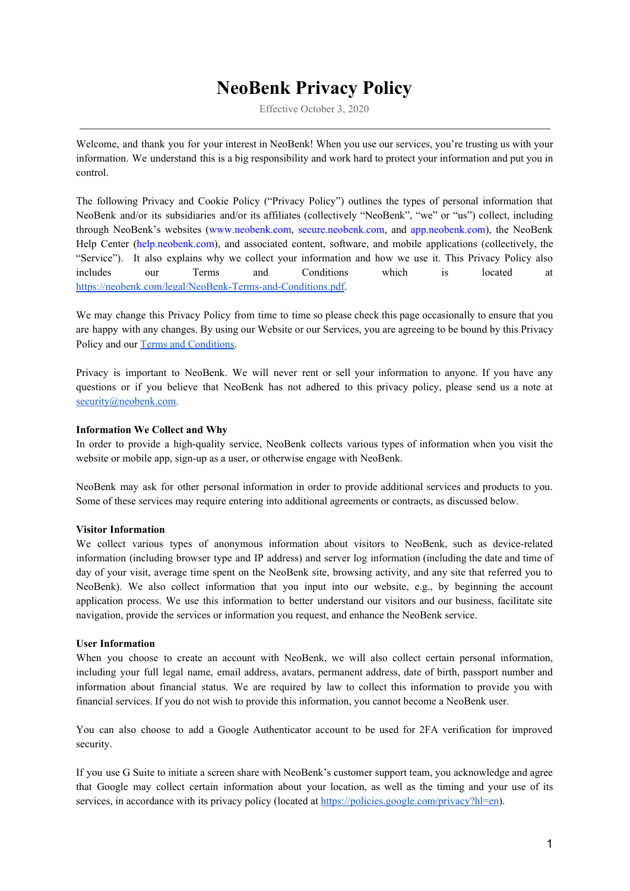# NeoBenk Privacy Policy

Effective October 3, 2020

---

Welcome, and thank you for your interest in NeoBenk! When you use our services, you're trusting us with your information. We understand this is a big responsibility and work hard to protect your information and put you in control.

The following Privacy and Cookie Policy ("Privacy Policy") outlines the types of personal information that NeoBenk and/or its subsidiaries and/or its affiliates (collectively "NeoBenk", "we" or "us") collect, including through NeoBenk's websites (www.neobenk.com, secure.neobenk.com, and app.neobenk.com), the NeoBenk Help Center (help.neobenk.com), and associated content, software, and mobile applications (collectively, the "Service"). It also explains why we collect your information and how we use it. This Privacy Policy also includes our Terms and Conditions which is located at https://neobenk.com/legal/NeoBenk-Terms-and-Conditions.pdf.

We may change this Privacy Policy from time to time so please check this page occasionally to ensure that you are happy with any changes. By using our Website or our Services, you are agreeing to be bound by this Privacy Policy and our Terms and Conditions.

Privacy is important to NeoBenk. We will never rent or sell your information to anyone. If you have any questions or if you believe that NeoBenk has not adhered to this privacy policy, please send us a note at security@neobenk.com.

**Information We Collect and Why**

In order to provide a high-quality service, NeoBenk collects various types of information when you visit the website or mobile app, sign-up as a user, or otherwise engage with NeoBenk.

NeoBenk may ask for other personal information in order to provide additional services and products to you. Some of these services may require entering into additional agreements or contracts, as discussed below.

**Visitor Information**

We collect various types of anonymous information about visitors to NeoBenk, such as device-related information (including browser type and IP address) and server log information (including the date and time of day of your visit, average time spent on the NeoBenk site, browsing activity, and any site that referred you to NeoBenk). We also collect information that you input into our website, e.g., by beginning the account application process. We use this information to better understand our visitors and our business, facilitate site navigation, provide the services or information you request, and enhance the NeoBenk service.

**User Information**

When you choose to create an account with NeoBenk, we will also collect certain personal information, including your full legal name, email address, avatars, permanent address, date of birth, passport number and information about financial status. We are required by law to collect this information to provide you with financial services. If you do not wish to provide this information, you cannot become a NeoBenk user.

You can also choose to add a Google Authenticator account to be used for 2FA verification for improved security.

If you use G Suite to initiate a screen share with NeoBenk's customer support team, you acknowledge and agree that Google may collect certain information about your location, as well as the timing and your use of its services, in accordance with its privacy policy (located at https://policies.google.com/privacy?hl=en).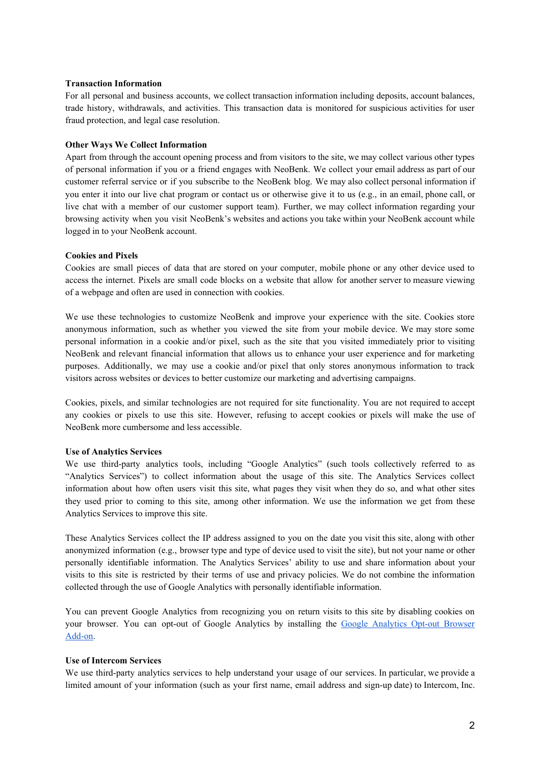**Transaction Information**

For all personal and business accounts, we collect transaction information including deposits, account balances, trade history, withdrawals, and activities. This transaction data is monitored for suspicious activities for user fraud protection, and legal case resolution.

**Other Ways We Collect Information**

Apart from through the account opening process and from visitors to the site, we may collect various other types of personal information if you or a friend engages with NeoBenk. We collect your email address as part of our customer referral service or if you subscribe to the NeoBenk blog. We may also collect personal information if you enter it into our live chat program or contact us or otherwise give it to us (e.g., in an email, phone call, or live chat with a member of our customer support team). Further, we may collect information regarding your browsing activity when you visit NeoBenk's websites and actions you take within your NeoBenk account while logged in to your NeoBenk account.

**Cookies and Pixels**

Cookies are small pieces of data that are stored on your computer, mobile phone or any other device used to access the internet. Pixels are small code blocks on a website that allow for another server to measure viewing of a webpage and often are used in connection with cookies.

We use these technologies to customize NeoBenk and improve your experience with the site. Cookies store anonymous information, such as whether you viewed the site from your mobile device. We may store some personal information in a cookie and/or pixel, such as the site that you visited immediately prior to visiting NeoBenk and relevant financial information that allows us to enhance your user experience and for marketing purposes. Additionally, we may use a cookie and/or pixel that only stores anonymous information to track visitors across websites or devices to better customize our marketing and advertising campaigns.

Cookies, pixels, and similar technologies are not required for site functionality. You are not required to accept any cookies or pixels to use this site. However, refusing to accept cookies or pixels will make the use of NeoBenk more cumbersome and less accessible.

**Use of Analytics Services**

We use third-party analytics tools, including "Google Analytics" (such tools collectively referred to as "Analytics Services") to collect information about the usage of this site. The Analytics Services collect information about how often users visit this site, what pages they visit when they do so, and what other sites they used prior to coming to this site, among other information. We use the information we get from these Analytics Services to improve this site.

These Analytics Services collect the IP address assigned to you on the date you visit this site, along with other anonymized information (e.g., browser type and type of device used to visit the site), but not your name or other personally identifiable information. The Analytics Services' ability to use and share information about your visits to this site is restricted by their terms of use and privacy policies. We do not combine the information collected through the use of Google Analytics with personally identifiable information.

You can prevent Google Analytics from recognizing you on return visits to this site by disabling cookies on your browser. You can opt-out of Google Analytics by installing the Google Analytics Opt-out Browser Add-on.

**Use of Intercom Services**

We use third-party analytics services to help understand your usage of our services. In particular, we provide a limited amount of your information (such as your first name, email address and sign-up date) to Intercom, Inc.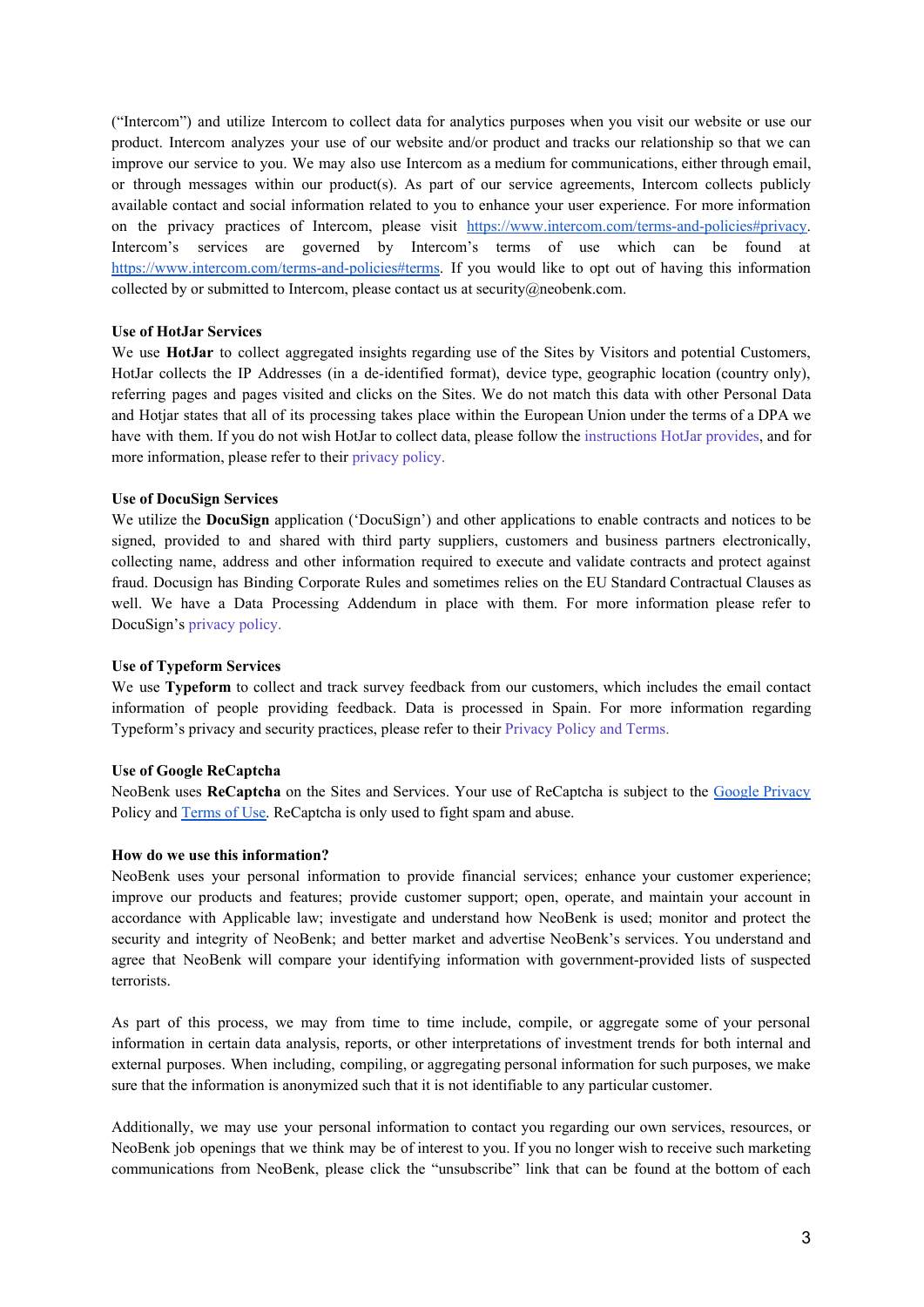("Intercom") and utilize Intercom to collect data for analytics purposes when you visit our website or use our product. Intercom analyzes your use of our website and/or product and tracks our relationship so that we can improve our service to you. We may also use Intercom as a medium for communications, either through email, or through messages within our product(s). As part of our service agreements, Intercom collects publicly available contact and social information related to you to enhance your user experience. For more information on the privacy practices of Intercom, please visit https://www.intercom.com/terms-and-policies#privacy. Intercom's services are governed by Intercom's terms of use which can be found at https://www.intercom.com/terms-and-policies#terms. If you would like to opt out of having this information collected by or submitted to Intercom, please contact us at security@neobenk.com.

**Use of HotJar Services**

We use **HotJar** to collect aggregated insights regarding use of the Sites by Visitors and potential Customers, HotJar collects the IP Addresses (in a de-identified format), device type, geographic location (country only), referring pages and pages visited and clicks on the Sites. We do not match this data with other Personal Data and Hotjar states that all of its processing takes place within the European Union under the terms of a DPA we have with them. If you do not wish HotJar to collect data, please follow the instructions HotJar provides, and for more information, please refer to their privacy policy.

**Use of DocuSign Services**

We utilize the **DocuSign** application ('DocuSign') and other applications to enable contracts and notices to be signed, provided to and shared with third party suppliers, customers and business partners electronically, collecting name, address and other information required to execute and validate contracts and protect against fraud. Docusign has Binding Corporate Rules and sometimes relies on the EU Standard Contractual Clauses as well. We have a Data Processing Addendum in place with them. For more information please refer to DocuSign's privacy policy.

**Use of Typeform Services**

We use **Typeform** to collect and track survey feedback from our customers, which includes the email contact information of people providing feedback. Data is processed in Spain. For more information regarding Typeform's privacy and security practices, please refer to their Privacy Policy and Terms.

**Use of Google ReCaptcha**

NeoBenk uses **ReCaptcha** on the Sites and Services. Your use of ReCaptcha is subject to the Google Privacy Policy and Terms of Use. ReCaptcha is only used to fight spam and abuse.

**How do we use this information?**

NeoBenk uses your personal information to provide financial services; enhance your customer experience; improve our products and features; provide customer support; open, operate, and maintain your account in accordance with Applicable law; investigate and understand how NeoBenk is used; monitor and protect the security and integrity of NeoBenk; and better market and advertise NeoBenk's services. You understand and agree that NeoBenk will compare your identifying information with government-provided lists of suspected terrorists.

As part of this process, we may from time to time include, compile, or aggregate some of your personal information in certain data analysis, reports, or other interpretations of investment trends for both internal and external purposes. When including, compiling, or aggregating personal information for such purposes, we make sure that the information is anonymized such that it is not identifiable to any particular customer.

Additionally, we may use your personal information to contact you regarding our own services, resources, or NeoBenk job openings that we think may be of interest to you. If you no longer wish to receive such marketing communications from NeoBenk, please click the "unsubscribe" link that can be found at the bottom of each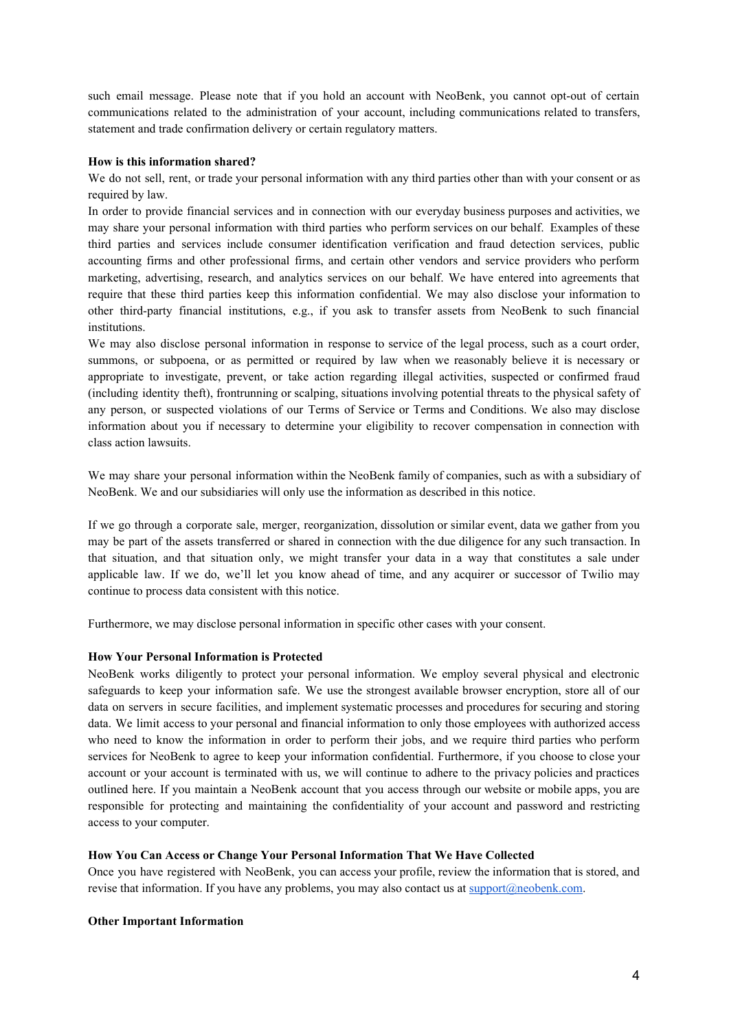such email message. Please note that if you hold an account with NeoBenk, you cannot opt-out of certain communications related to the administration of your account, including communications related to transfers, statement and trade confirmation delivery or certain regulatory matters.

**How is this information shared?**

We do not sell, rent, or trade your personal information with any third parties other than with your consent or as required by law.

In order to provide financial services and in connection with our everyday business purposes and activities, we may share your personal information with third parties who perform services on our behalf. Examples of these third parties and services include consumer identification verification and fraud detection services, public accounting firms and other professional firms, and certain other vendors and service providers who perform marketing, advertising, research, and analytics services on our behalf. We have entered into agreements that require that these third parties keep this information confidential. We may also disclose your information to other third-party financial institutions, e.g., if you ask to transfer assets from NeoBenk to such financial institutions.

We may also disclose personal information in response to service of the legal process, such as a court order, summons, or subpoena, or as permitted or required by law when we reasonably believe it is necessary or appropriate to investigate, prevent, or take action regarding illegal activities, suspected or confirmed fraud (including identity theft), frontrunning or scalping, situations involving potential threats to the physical safety of any person, or suspected violations of our Terms of Service or Terms and Conditions. We also may disclose information about you if necessary to determine your eligibility to recover compensation in connection with class action lawsuits.

We may share your personal information within the NeoBenk family of companies, such as with a subsidiary of NeoBenk. We and our subsidiaries will only use the information as described in this notice.

If we go through a corporate sale, merger, reorganization, dissolution or similar event, data we gather from you may be part of the assets transferred or shared in connection with the due diligence for any such transaction. In that situation, and that situation only, we might transfer your data in a way that constitutes a sale under applicable law. If we do, we'll let you know ahead of time, and any acquirer or successor of Twilio may continue to process data consistent with this notice.

Furthermore, we may disclose personal information in specific other cases with your consent.

**How Your Personal Information is Protected**

NeoBenk works diligently to protect your personal information. We employ several physical and electronic safeguards to keep your information safe. We use the strongest available browser encryption, store all of our data on servers in secure facilities, and implement systematic processes and procedures for securing and storing data. We limit access to your personal and financial information to only those employees with authorized access who need to know the information in order to perform their jobs, and we require third parties who perform services for NeoBenk to agree to keep your information confidential. Furthermore, if you choose to close your account or your account is terminated with us, we will continue to adhere to the privacy policies and practices outlined here. If you maintain a NeoBenk account that you access through our website or mobile apps, you are responsible for protecting and maintaining the confidentiality of your account and password and restricting access to your computer.

**How You Can Access or Change Your Personal Information That We Have Collected**

Once you have registered with NeoBenk, you can access your profile, review the information that is stored, and revise that information. If you have any problems, you may also contact us at [support@neobenk.com](mailto:support@neobenk.com).

**Other Important Information**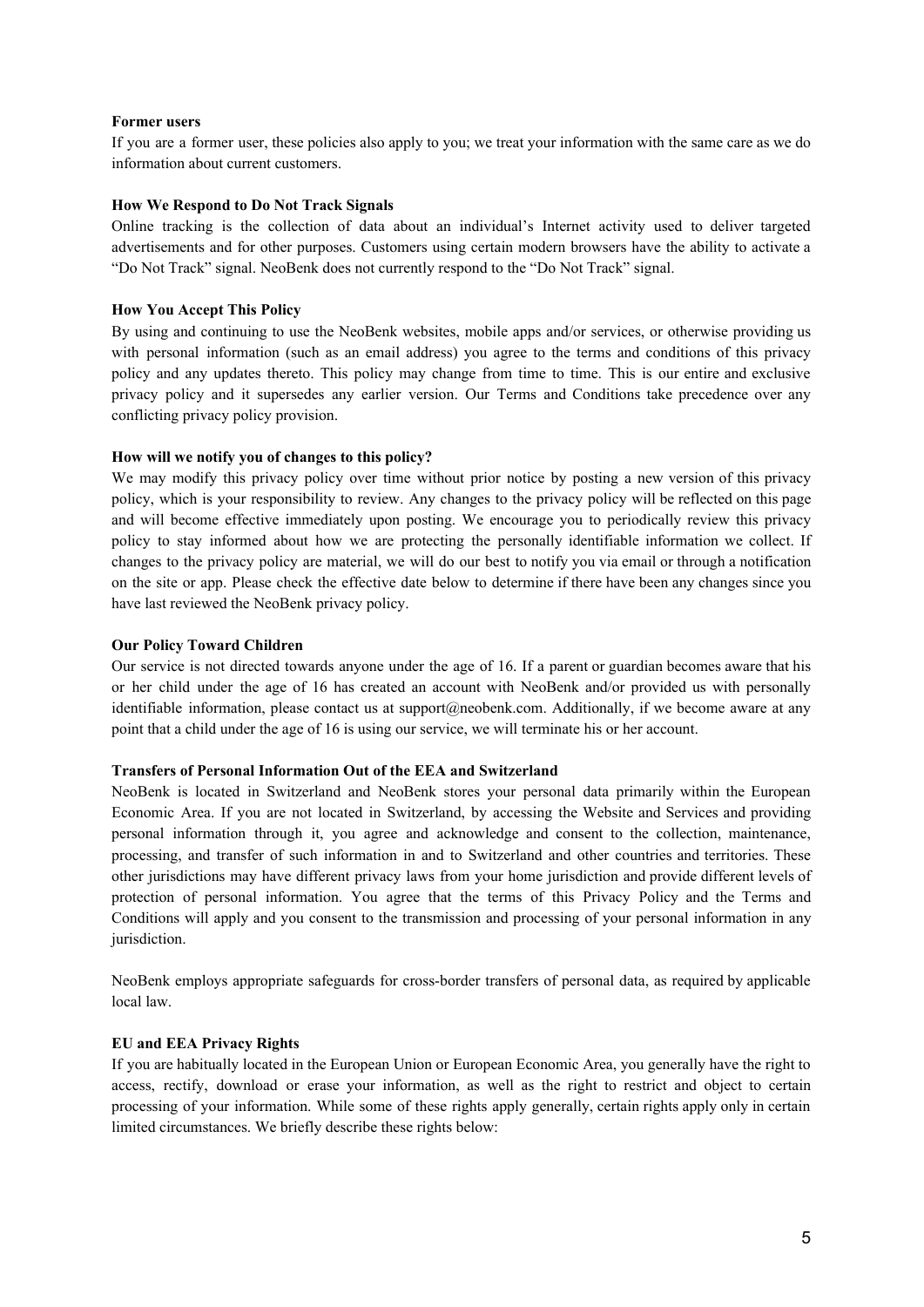**Former users**

If you are a former user, these policies also apply to you; we treat your information with the same care as we do information about current customers.

**How We Respond to Do Not Track Signals**

Online tracking is the collection of data about an individual's Internet activity used to deliver targeted advertisements and for other purposes. Customers using certain modern browsers have the ability to activate a "Do Not Track" signal. NeoBenk does not currently respond to the "Do Not Track" signal.

**How You Accept This Policy**

By using and continuing to use the NeoBenk websites, mobile apps and/or services, or otherwise providing us with personal information (such as an email address) you agree to the terms and conditions of this privacy policy and any updates thereto. This policy may change from time to time. This is our entire and exclusive privacy policy and it supersedes any earlier version. Our Terms and Conditions take precedence over any conflicting privacy policy provision.

**How will we notify you of changes to this policy?**

We may modify this privacy policy over time without prior notice by posting a new version of this privacy policy, which is your responsibility to review. Any changes to the privacy policy will be reflected on this page and will become effective immediately upon posting. We encourage you to periodically review this privacy policy to stay informed about how we are protecting the personally identifiable information we collect. If changes to the privacy policy are material, we will do our best to notify you via email or through a notification on the site or app. Please check the effective date below to determine if there have been any changes since you have last reviewed the NeoBenk privacy policy.

**Our Policy Toward Children**

Our service is not directed towards anyone under the age of 16. If a parent or guardian becomes aware that his or her child under the age of 16 has created an account with NeoBenk and/or provided us with personally identifiable information, please contact us at support@neobenk.com. Additionally, if we become aware at any point that a child under the age of 16 is using our service, we will terminate his or her account.

**Transfers of Personal Information Out of the EEA and Switzerland**

NeoBenk is located in Switzerland and NeoBenk stores your personal data primarily within the European Economic Area. If you are not located in Switzerland, by accessing the Website and Services and providing personal information through it, you agree and acknowledge and consent to the collection, maintenance, processing, and transfer of such information in and to Switzerland and other countries and territories. These other jurisdictions may have different privacy laws from your home jurisdiction and provide different levels of protection of personal information. You agree that the terms of this Privacy Policy and the Terms and Conditions will apply and you consent to the transmission and processing of your personal information in any jurisdiction.

NeoBenk employs appropriate safeguards for cross-border transfers of personal data, as required by applicable local law.

**EU and EEA Privacy Rights**

If you are habitually located in the European Union or European Economic Area, you generally have the right to access, rectify, download or erase your information, as well as the right to restrict and object to certain processing of your information. While some of these rights apply generally, certain rights apply only in certain limited circumstances. We briefly describe these rights below: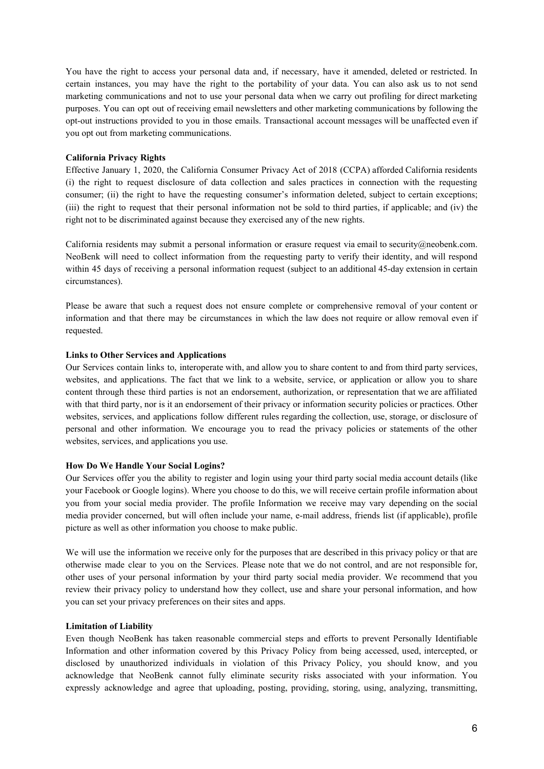You have the right to access your personal data and, if necessary, have it amended, deleted or restricted. In certain instances, you may have the right to the portability of your data. You can also ask us to not send marketing communications and not to use your personal data when we carry out profiling for direct marketing purposes. You can opt out of receiving email newsletters and other marketing communications by following the opt-out instructions provided to you in those emails. Transactional account messages will be unaffected even if you opt out from marketing communications.

**California Privacy Rights**

Effective January 1, 2020, the California Consumer Privacy Act of 2018 (CCPA) afforded California residents (i) the right to request disclosure of data collection and sales practices in connection with the requesting consumer; (ii) the right to have the requesting consumer's information deleted, subject to certain exceptions; (iii) the right to request that their personal information not be sold to third parties, if applicable; and (iv) the right not to be discriminated against because they exercised any of the new rights.

California residents may submit a personal information or erasure request via email to security@neobenk.com. NeoBenk will need to collect information from the requesting party to verify their identity, and will respond within 45 days of receiving a personal information request (subject to an additional 45-day extension in certain circumstances).

Please be aware that such a request does not ensure complete or comprehensive removal of your content or information and that there may be circumstances in which the law does not require or allow removal even if requested.

**Links to Other Services and Applications**

Our Services contain links to, interoperate with, and allow you to share content to and from third party services, websites, and applications. The fact that we link to a website, service, or application or allow you to share content through these third parties is not an endorsement, authorization, or representation that we are affiliated with that third party, nor is it an endorsement of their privacy or information security policies or practices. Other websites, services, and applications follow different rules regarding the collection, use, storage, or disclosure of personal and other information. We encourage you to read the privacy policies or statements of the other websites, services, and applications you use.

**How Do We Handle Your Social Logins?**

Our Services offer you the ability to register and login using your third party social media account details (like your Facebook or Google logins). Where you choose to do this, we will receive certain profile information about you from your social media provider. The profile Information we receive may vary depending on the social media provider concerned, but will often include your name, e-mail address, friends list (if applicable), profile picture as well as other information you choose to make public.

We will use the information we receive only for the purposes that are described in this privacy policy or that are otherwise made clear to you on the Services. Please note that we do not control, and are not responsible for, other uses of your personal information by your third party social media provider. We recommend that you review their privacy policy to understand how they collect, use and share your personal information, and how you can set your privacy preferences on their sites and apps.

**Limitation of Liability**

Even though NeoBenk has taken reasonable commercial steps and efforts to prevent Personally Identifiable Information and other information covered by this Privacy Policy from being accessed, used, intercepted, or disclosed by unauthorized individuals in violation of this Privacy Policy, you should know, and you acknowledge that NeoBenk cannot fully eliminate security risks associated with your information. You expressly acknowledge and agree that uploading, posting, providing, storing, using, analyzing, transmitting,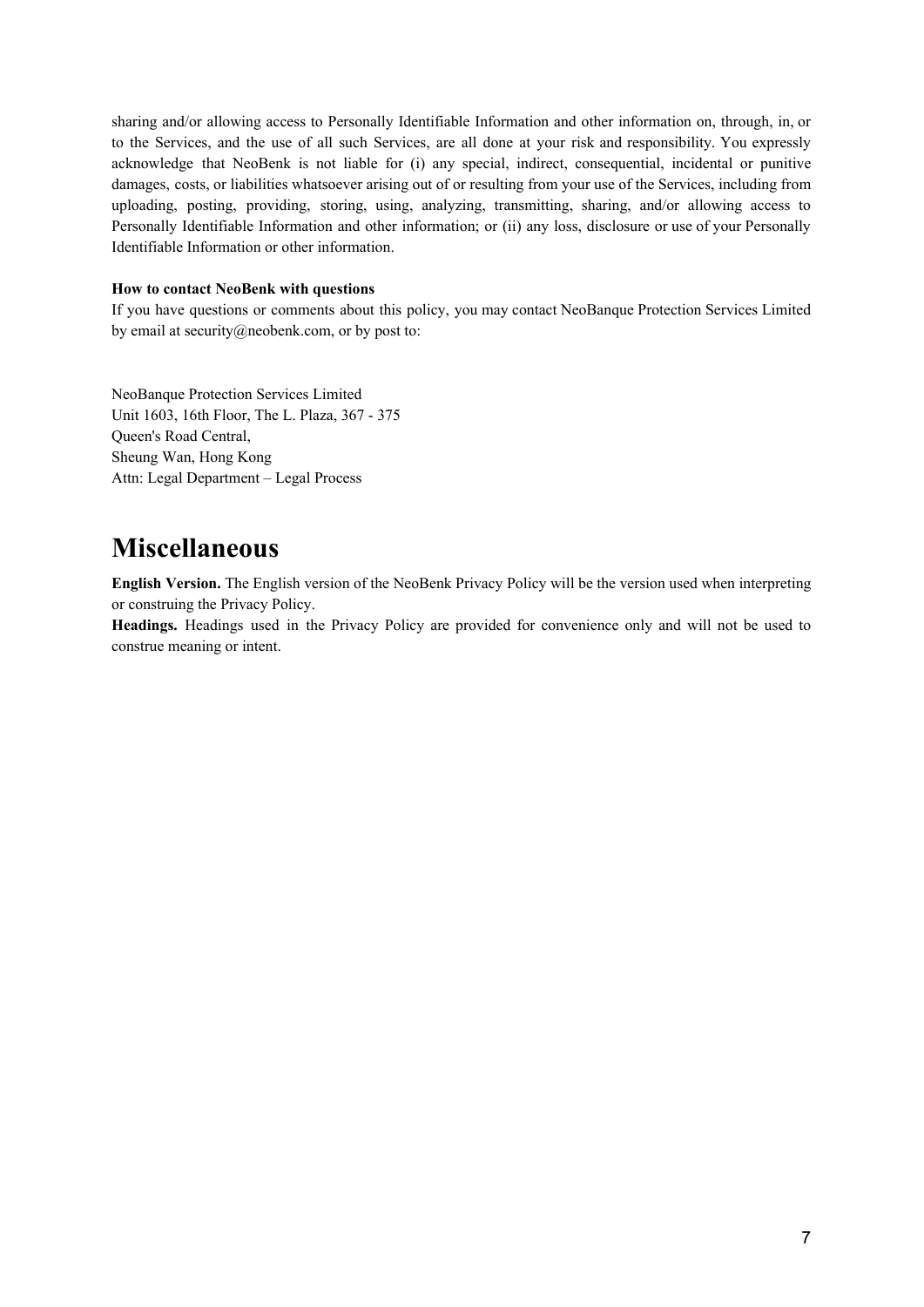sharing and/or allowing access to Personally Identifiable Information and other information on, through, in, or to the Services, and the use of all such Services, are all done at your risk and responsibility. You expressly acknowledge that NeoBenk is not liable for (i) any special, indirect, consequential, incidental or punitive damages, costs, or liabilities whatsoever arising out of or resulting from your use of the Services, including from uploading, posting, providing, storing, using, analyzing, transmitting, sharing, and/or allowing access to Personally Identifiable Information and other information; or (ii) any loss, disclosure or use of your Personally Identifiable Information or other information.

**How to contact NeoBenk with questions**

If you have questions or comments about this policy, you may contact NeoBanque Protection Services Limited by email at security@neobenk.com, or by post to:

NeoBanque Protection Services Limited
Unit 1603, 16th Floor, The L. Plaza, 367 - 375
Queen's Road Central,
Sheung Wan, Hong Kong
Attn: Legal Department – Legal Process

# Miscellaneous

**English Version.** The English version of the NeoBenk Privacy Policy will be the version used when interpreting or construing the Privacy Policy.

**Headings.** Headings used in the Privacy Policy are provided for convenience only and will not be used to construe meaning or intent.